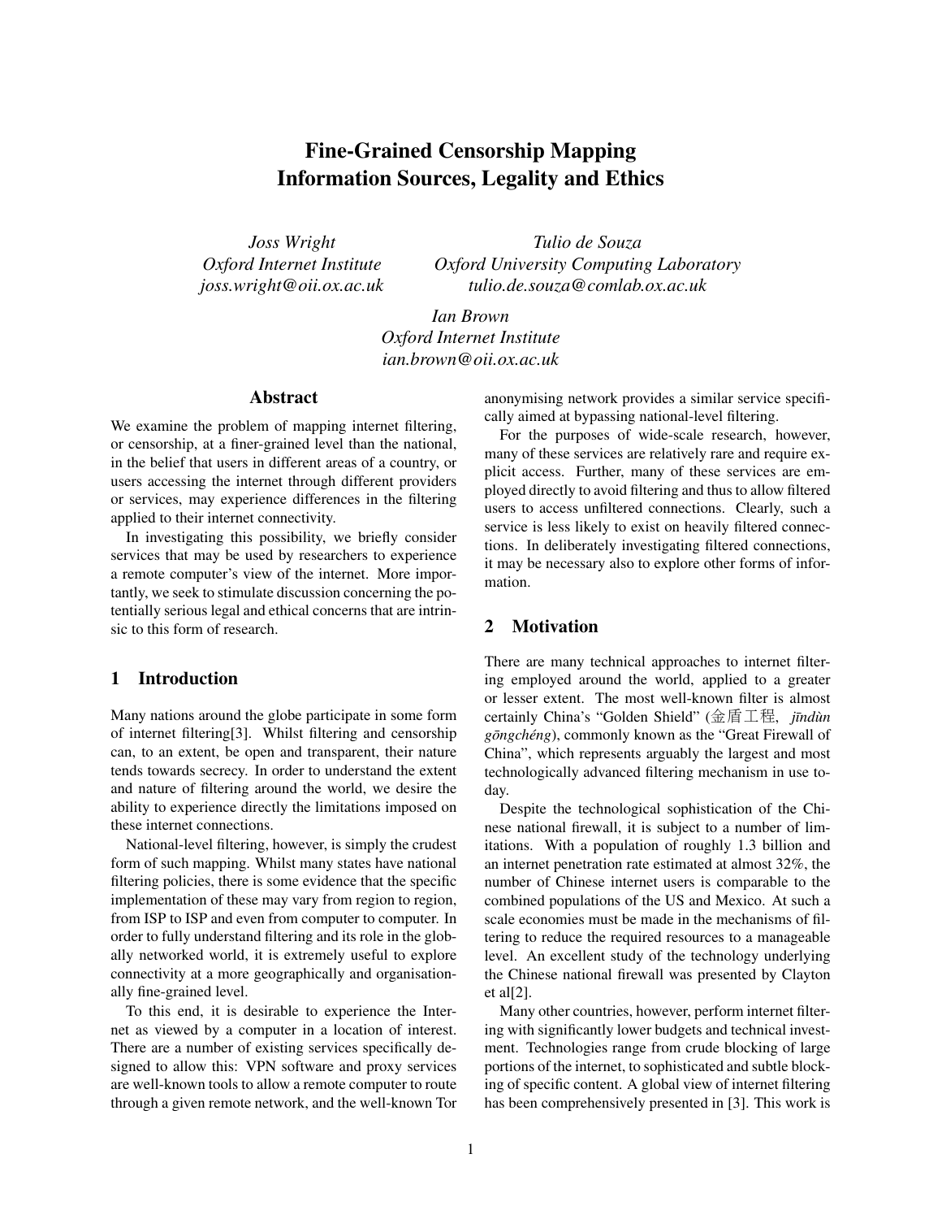# Fine-Grained Censorship Mapping Information Sources, Legality and Ethics

*Joss Wright*
*Oxford Internet Institute*
*joss.wright@oii.ox.ac.uk*

*Tulio de Souza*
*Oxford University Computing Laboratory*
*tulio.de.souza@comlab.ox.ac.uk*

*Ian Brown*
*Oxford Internet Institute*
*ian.brown@oii.ox.ac.uk*

## Abstract

We examine the problem of mapping internet filtering, or censorship, at a finer-grained level than the national, in the belief that users in different areas of a country, or users accessing the internet through different providers or services, may experience differences in the filtering applied to their internet connectivity.

In investigating this possibility, we briefly consider services that may be used by researchers to experience a remote computer's view of the internet. More importantly, we seek to stimulate discussion concerning the potentially serious legal and ethical concerns that are intrinsic to this form of research.

## 1 Introduction

Many nations around the globe participate in some form of internet filtering[3]. Whilst filtering and censorship can, to an extent, be open and transparent, their nature tends towards secrecy. In order to understand the extent and nature of filtering around the world, we desire the ability to experience directly the limitations imposed on these internet connections.

National-level filtering, however, is simply the crudest form of such mapping. Whilst many states have national filtering policies, there is some evidence that the specific implementation of these may vary from region to region, from ISP to ISP and even from computer to computer. In order to fully understand filtering and its role in the globally networked world, it is extremely useful to explore connectivity at a more geographically and organisationally fine-grained level.

To this end, it is desirable to experience the Internet as viewed by a computer in a location of interest. There are a number of existing services specifically designed to allow this: VPN software and proxy services are well-known tools to allow a remote computer to route through a given remote network, and the well-known Tor anonymising network provides a similar service specifically aimed at bypassing national-level filtering.

For the purposes of wide-scale research, however, many of these services are relatively rare and require explicit access. Further, many of these services are employed directly to avoid filtering and thus to allow filtered users to access unfiltered connections. Clearly, such a service is less likely to exist on heavily filtered connections. In deliberately investigating filtered connections, it may be necessary also to explore other forms of information.

## 2 Motivation

There are many technical approaches to internet filtering employed around the world, applied to a greater or lesser extent. The most well-known filter is almost certainly China's "Golden Shield" (金盾工程, *jīndùn gōngchéng*), commonly known as the "Great Firewall of China", which represents arguably the largest and most technologically advanced filtering mechanism in use today.

Despite the technological sophistication of the Chinese national firewall, it is subject to a number of limitations. With a population of roughly 1.3 billion and an internet penetration rate estimated at almost 32%, the number of Chinese internet users is comparable to the combined populations of the US and Mexico. At such a scale economies must be made in the mechanisms of filtering to reduce the required resources to a manageable level. An excellent study of the technology underlying the Chinese national firewall was presented by Clayton et al[2].

Many other countries, however, perform internet filtering with significantly lower budgets and technical investment. Technologies range from crude blocking of large portions of the internet, to sophisticated and subtle blocking of specific content. A global view of internet filtering has been comprehensively presented in [3]. This work is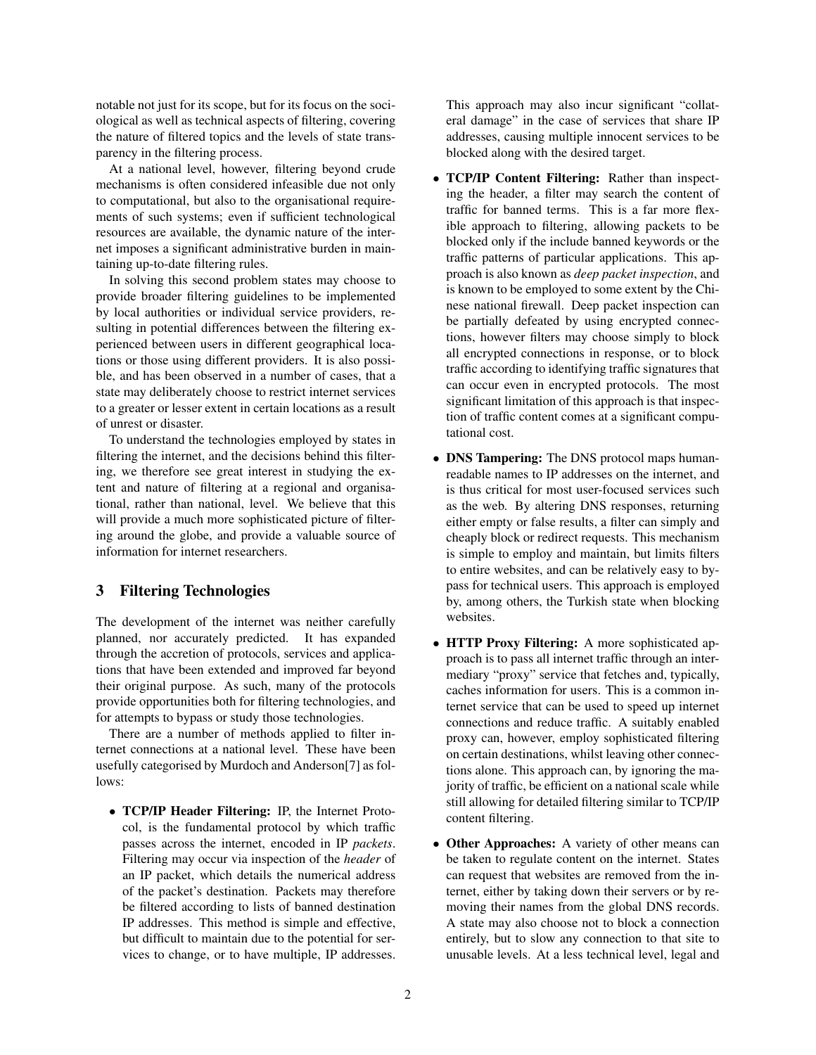notable not just for its scope, but for its focus on the sociological as well as technical aspects of filtering, covering the nature of filtered topics and the levels of state transparency in the filtering process.

At a national level, however, filtering beyond crude mechanisms is often considered infeasible due not only to computational, but also to the organisational requirements of such systems; even if sufficient technological resources are available, the dynamic nature of the internet imposes a significant administrative burden in maintaining up-to-date filtering rules.

In solving this second problem states may choose to provide broader filtering guidelines to be implemented by local authorities or individual service providers, resulting in potential differences between the filtering experienced between users in different geographical locations or those using different providers. It is also possible, and has been observed in a number of cases, that a state may deliberately choose to restrict internet services to a greater or lesser extent in certain locations as a result of unrest or disaster.

To understand the technologies employed by states in filtering the internet, and the decisions behind this filtering, we therefore see great interest in studying the extent and nature of filtering at a regional and organisational, rather than national, level. We believe that this will provide a much more sophisticated picture of filtering around the globe, and provide a valuable source of information for internet researchers.

## 3 Filtering Technologies

The development of the internet was neither carefully planned, nor accurately predicted. It has expanded through the accretion of protocols, services and applications that have been extended and improved far beyond their original purpose. As such, many of the protocols provide opportunities both for filtering technologies, and for attempts to bypass or study those technologies.

There are a number of methods applied to filter internet connections at a national level. These have been usefully categorised by Murdoch and Anderson[7] as follows:

- **TCP/IP Header Filtering:** IP, the Internet Protocol, is the fundamental protocol by which traffic passes across the internet, encoded in IP *packets*. Filtering may occur via inspection of the *header* of an IP packet, which details the numerical address of the packet's destination. Packets may therefore be filtered according to lists of banned destination IP addresses. This method is simple and effective, but difficult to maintain due to the potential for services to change, or to have multiple, IP addresses. This approach may also incur significant "collateral damage" in the case of services that share IP addresses, causing multiple innocent services to be blocked along with the desired target.
- **TCP/IP Content Filtering:** Rather than inspecting the header, a filter may search the content of traffic for banned terms. This is a far more flexible approach to filtering, allowing packets to be blocked only if the include banned keywords or the traffic patterns of particular applications. This approach is also known as *deep packet inspection*, and is known to be employed to some extent by the Chinese national firewall. Deep packet inspection can be partially defeated by using encrypted connections, however filters may choose simply to block all encrypted connections in response, or to block traffic according to identifying traffic signatures that can occur even in encrypted protocols. The most significant limitation of this approach is that inspection of traffic content comes at a significant computational cost.
- **DNS Tampering:** The DNS protocol maps human-readable names to IP addresses on the internet, and is thus critical for most user-focused services such as the web. By altering DNS responses, returning either empty or false results, a filter can simply and cheaply block or redirect requests. This mechanism is simple to employ and maintain, but limits filters to entire websites, and can be relatively easy to bypass for technical users. This approach is employed by, among others, the Turkish state when blocking websites.
- **HTTP Proxy Filtering:** A more sophisticated approach is to pass all internet traffic through an intermediary "proxy" service that fetches and, typically, caches information for users. This is a common internet service that can be used to speed up internet connections and reduce traffic. A suitably enabled proxy can, however, employ sophisticated filtering on certain destinations, whilst leaving other connections alone. This approach can, by ignoring the majority of traffic, be efficient on a national scale while still allowing for detailed filtering similar to TCP/IP content filtering.
- **Other Approaches:** A variety of other means can be taken to regulate content on the internet. States can request that websites are removed from the internet, either by taking down their servers or by removing their names from the global DNS records. A state may also choose not to block a connection entirely, but to slow any connection to that site to unusable levels. At a less technical level, legal and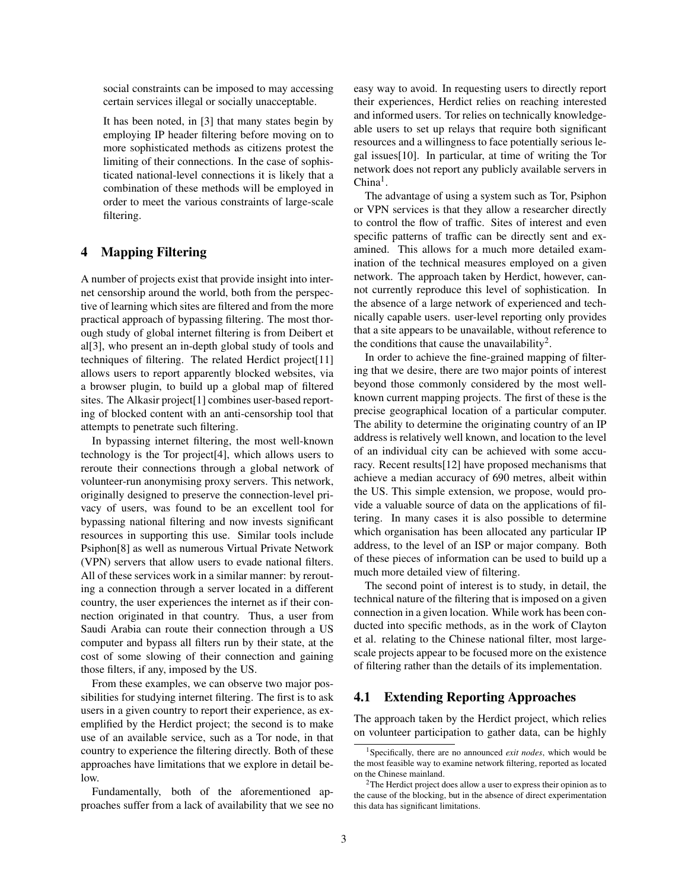social constraints can be imposed to may accessing certain services illegal or socially unacceptable.

It has been noted, in [3] that many states begin by employing IP header filtering before moving on to more sophisticated methods as citizens protest the limiting of their connections. In the case of sophisticated national-level connections it is likely that a combination of these methods will be employed in order to meet the various constraints of large-scale filtering.

## 4 Mapping Filtering

A number of projects exist that provide insight into internet censorship around the world, both from the perspective of learning which sites are filtered and from the more practical approach of bypassing filtering. The most thorough study of global internet filtering is from Deibert et al[3], who present an in-depth global study of tools and techniques of filtering. The related Herdict project[11] allows users to report apparently blocked websites, via a browser plugin, to build up a global map of filtered sites. The Alkasir project[1] combines user-based reporting of blocked content with an anti-censorship tool that attempts to penetrate such filtering.

In bypassing internet filtering, the most well-known technology is the Tor project[4], which allows users to reroute their connections through a global network of volunteer-run anonymising proxy servers. This network, originally designed to preserve the connection-level privacy of users, was found to be an excellent tool for bypassing national filtering and now invests significant resources in supporting this use. Similar tools include Psiphon[8] as well as numerous Virtual Private Network (VPN) servers that allow users to evade national filters. All of these services work in a similar manner: by rerouting a connection through a server located in a different country, the user experiences the internet as if their connection originated in that country. Thus, a user from Saudi Arabia can route their connection through a US computer and bypass all filters run by their state, at the cost of some slowing of their connection and gaining those filters, if any, imposed by the US.

From these examples, we can observe two major possibilities for studying internet filtering. The first is to ask users in a given country to report their experience, as exemplified by the Herdict project; the second is to make use of an available service, such as a Tor node, in that country to experience the filtering directly. Both of these approaches have limitations that we explore in detail below.

Fundamentally, both of the aforementioned approaches suffer from a lack of availability that we see no easy way to avoid. In requesting users to directly report their experiences, Herdict relies on reaching interested and informed users. Tor relies on technically knowledgeable users to set up relays that require both significant resources and a willingness to face potentially serious legal issues[10]. In particular, at time of writing the Tor network does not report any publicly available servers in China[1].

The advantage of using a system such as Tor, Psiphon or VPN services is that they allow a researcher directly to control the flow of traffic. Sites of interest and even specific patterns of traffic can be directly sent and examined. This allows for a much more detailed examination of the technical measures employed on a given network. The approach taken by Herdict, however, cannot currently reproduce this level of sophistication. In the absence of a large network of experienced and technically capable users. user-level reporting only provides that a site appears to be unavailable, without reference to the conditions that cause the unavailability[2].

In order to achieve the fine-grained mapping of filtering that we desire, there are two major points of interest beyond those commonly considered by the most well-known current mapping projects. The first of these is the precise geographical location of a particular computer. The ability to determine the originating country of an IP address is relatively well known, and location to the level of an individual city can be achieved with some accuracy. Recent results[12] have proposed mechanisms that achieve a median accuracy of 690 metres, albeit within the US. This simple extension, we propose, would provide a valuable source of data on the applications of filtering. In many cases it is also possible to determine which organisation has been allocated any particular IP address, to the level of an ISP or major company. Both of these pieces of information can be used to build up a much more detailed view of filtering.

The second point of interest is to study, in detail, the technical nature of the filtering that is imposed on a given connection in a given location. While work has been conducted into specific methods, as in the work of Clayton et al. relating to the Chinese national filter, most large-scale projects appear to be focused more on the existence of filtering rather than the details of its implementation.

### 4.1 Extending Reporting Approaches

The approach taken by the Herdict project, which relies on volunteer participation to gather data, can be highly

[1] Specifically, there are no announced *exit nodes*, which would be the most feasible way to examine network filtering, reported as located on the Chinese mainland.

[2] The Herdict project does allow a user to express their opinion as to the cause of the blocking, but in the absence of direct experimentation this data has significant limitations.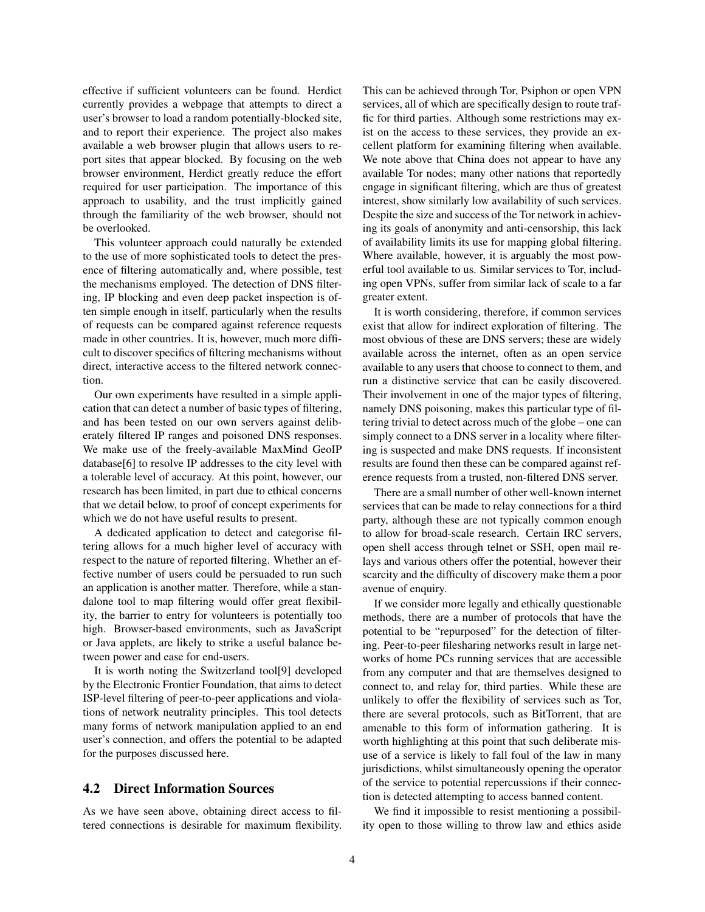effective if sufficient volunteers can be found. Herdict currently provides a webpage that attempts to direct a user's browser to load a random potentially-blocked site, and to report their experience. The project also makes available a web browser plugin that allows users to report sites that appear blocked. By focusing on the web browser environment, Herdict greatly reduce the effort required for user participation. The importance of this approach to usability, and the trust implicitly gained through the familiarity of the web browser, should not be overlooked.

This volunteer approach could naturally be extended to the use of more sophisticated tools to detect the presence of filtering automatically and, where possible, test the mechanisms employed. The detection of DNS filtering, IP blocking and even deep packet inspection is often simple enough in itself, particularly when the results of requests can be compared against reference requests made in other countries. It is, however, much more difficult to discover specifics of filtering mechanisms without direct, interactive access to the filtered network connection.

Our own experiments have resulted in a simple application that can detect a number of basic types of filtering, and has been tested on our own servers against deliberately filtered IP ranges and poisoned DNS responses. We make use of the freely-available MaxMind GeoIP database[6] to resolve IP addresses to the city level with a tolerable level of accuracy. At this point, however, our research has been limited, in part due to ethical concerns that we detail below, to proof of concept experiments for which we do not have useful results to present.

A dedicated application to detect and categorise filtering allows for a much higher level of accuracy with respect to the nature of reported filtering. Whether an effective number of users could be persuaded to run such an application is another matter. Therefore, while a standalone tool to map filtering would offer great flexibility, the barrier to entry for volunteers is potentially too high. Browser-based environments, such as JavaScript or Java applets, are likely to strike a useful balance between power and ease for end-users.

It is worth noting the Switzerland tool[9] developed by the Electronic Frontier Foundation, that aims to detect ISP-level filtering of peer-to-peer applications and violations of network neutrality principles. This tool detects many forms of network manipulation applied to an end user's connection, and offers the potential to be adapted for the purposes discussed here.

## 4.2 Direct Information Sources

As we have seen above, obtaining direct access to filtered connections is desirable for maximum flexibility. This can be achieved through Tor, Psiphon or open VPN services, all of which are specifically design to route traffic for third parties. Although some restrictions may exist on the access to these services, they provide an excellent platform for examining filtering when available. We note above that China does not appear to have any available Tor nodes; many other nations that reportedly engage in significant filtering, which are thus of greatest interest, show similarly low availability of such services. Despite the size and success of the Tor network in achieving its goals of anonymity and anti-censorship, this lack of availability limits its use for mapping global filtering. Where available, however, it is arguably the most powerful tool available to us. Similar services to Tor, including open VPNs, suffer from similar lack of scale to a far greater extent.

It is worth considering, therefore, if common services exist that allow for indirect exploration of filtering. The most obvious of these are DNS servers; these are widely available across the internet, often as an open service available to any users that choose to connect to them, and run a distinctive service that can be easily discovered. Their involvement in one of the major types of filtering, namely DNS poisoning, makes this particular type of filtering trivial to detect across much of the globe – one can simply connect to a DNS server in a locality where filtering is suspected and make DNS requests. If inconsistent results are found then these can be compared against reference requests from a trusted, non-filtered DNS server.

There are a small number of other well-known internet services that can be made to relay connections for a third party, although these are not typically common enough to allow for broad-scale research. Certain IRC servers, open shell access through telnet or SSH, open mail relays and various others offer the potential, however their scarcity and the difficulty of discovery make them a poor avenue of enquiry.

If we consider more legally and ethically questionable methods, there are a number of protocols that have the potential to be "repurposed" for the detection of filtering. Peer-to-peer filesharing networks result in large networks of home PCs running services that are accessible from any computer and that are themselves designed to connect to, and relay for, third parties. While these are unlikely to offer the flexibility of services such as Tor, there are several protocols, such as BitTorrent, that are amenable to this form of information gathering. It is worth highlighting at this point that such deliberate misuse of a service is likely to fall foul of the law in many jurisdictions, whilst simultaneously opening the operator of the service to potential repercussions if their connection is detected attempting to access banned content.

We find it impossible to resist mentioning a possibility open to those willing to throw law and ethics aside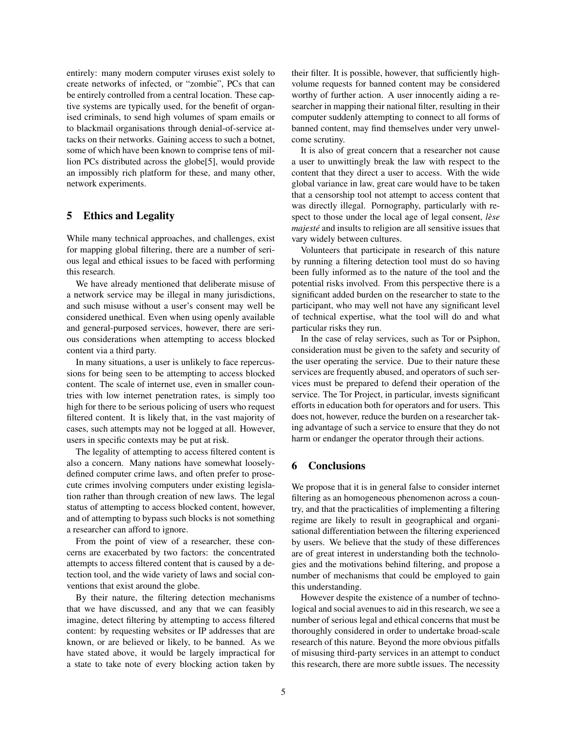entirely: many modern computer viruses exist solely to create networks of infected, or "zombie", PCs that can be entirely controlled from a central location. These captive systems are typically used, for the benefit of organised criminals, to send high volumes of spam emails or to blackmail organisations through denial-of-service attacks on their networks. Gaining access to such a botnet, some of which have been known to comprise tens of million PCs distributed across the globe[5], would provide an impossibly rich platform for these, and many other, network experiments.

## 5 Ethics and Legality

While many technical approaches, and challenges, exist for mapping global filtering, there are a number of serious legal and ethical issues to be faced with performing this research.

We have already mentioned that deliberate misuse of a network service may be illegal in many jurisdictions, and such misuse without a user's consent may well be considered unethical. Even when using openly available and general-purposed services, however, there are serious considerations when attempting to access blocked content via a third party.

In many situations, a user is unlikely to face repercussions for being seen to be attempting to access blocked content. The scale of internet use, even in smaller countries with low internet penetration rates, is simply too high for there to be serious policing of users who request filtered content. It is likely that, in the vast majority of cases, such attempts may not be logged at all. However, users in specific contexts may be put at risk.

The legality of attempting to access filtered content is also a concern. Many nations have somewhat loosely-defined computer crime laws, and often prefer to prosecute crimes involving computers under existing legislation rather than through creation of new laws. The legal status of attempting to access blocked content, however, and of attempting to bypass such blocks is not something a researcher can afford to ignore.

From the point of view of a researcher, these concerns are exacerbated by two factors: the concentrated attempts to access filtered content that is caused by a detection tool, and the wide variety of laws and social conventions that exist around the globe.

By their nature, the filtering detection mechanisms that we have discussed, and any that we can feasibly imagine, detect filtering by attempting to access filtered content: by requesting websites or IP addresses that are known, or are believed or likely, to be banned. As we have stated above, it would be largely impractical for a state to take note of every blocking action taken by their filter. It is possible, however, that sufficiently high-volume requests for banned content may be considered worthy of further action. A user innocently aiding a researcher in mapping their national filter, resulting in their computer suddenly attempting to connect to all forms of banned content, may find themselves under very unwelcome scrutiny.

It is also of great concern that a researcher not cause a user to unwittingly break the law with respect to the content that they direct a user to access. With the wide global variance in law, great care would have to be taken that a censorship tool not attempt to access content that was directly illegal. Pornography, particularly with respect to those under the local age of legal consent, *lèse majesté* and insults to religion are all sensitive issues that vary widely between cultures.

Volunteers that participate in research of this nature by running a filtering detection tool must do so having been fully informed as to the nature of the tool and the potential risks involved. From this perspective there is a significant added burden on the researcher to state to the participant, who may well not have any significant level of technical expertise, what the tool will do and what particular risks they run.

In the case of relay services, such as Tor or Psiphon, consideration must be given to the safety and security of the user operating the service. Due to their nature these services are frequently abused, and operators of such services must be prepared to defend their operation of the service. The Tor Project, in particular, invests significant efforts in education both for operators and for users. This does not, however, reduce the burden on a researcher taking advantage of such a service to ensure that they do not harm or endanger the operator through their actions.

## 6 Conclusions

We propose that it is in general false to consider internet filtering as an homogeneous phenomenon across a country, and that the practicalities of implementing a filtering regime are likely to result in geographical and organisational differentiation between the filtering experienced by users. We believe that the study of these differences are of great interest in understanding both the technologies and the motivations behind filtering, and propose a number of mechanisms that could be employed to gain this understanding.

However despite the existence of a number of technological and social avenues to aid in this research, we see a number of serious legal and ethical concerns that must be thoroughly considered in order to undertake broad-scale research of this nature. Beyond the more obvious pitfalls of misusing third-party services in an attempt to conduct this research, there are more subtle issues. The necessity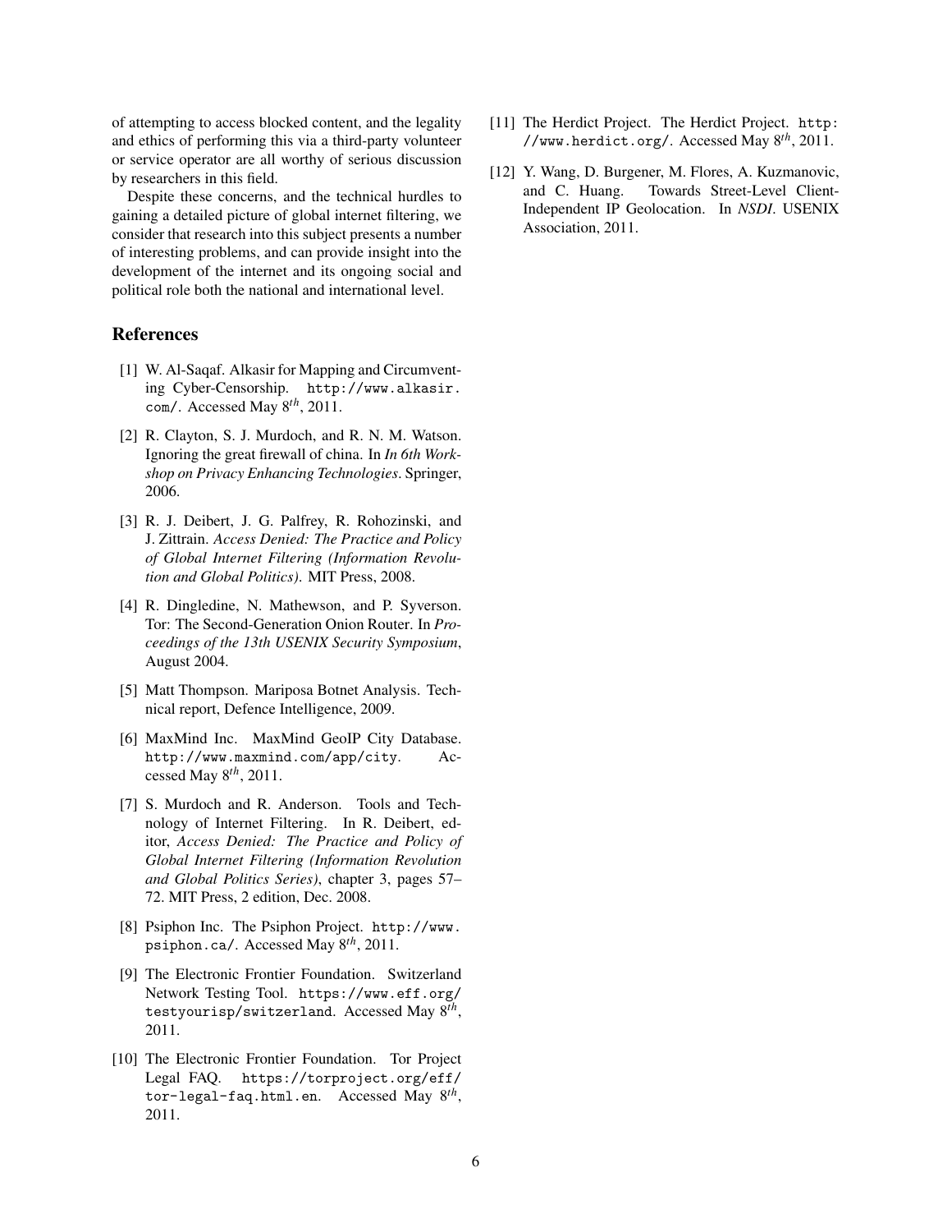of attempting to access blocked content, and the legality and ethics of performing this via a third-party volunteer or service operator are all worthy of serious discussion by researchers in this field.

Despite these concerns, and the technical hurdles to gaining a detailed picture of global internet filtering, we consider that research into this subject presents a number of interesting problems, and can provide insight into the development of the internet and its ongoing social and political role both the national and international level.

## References

[1] W. Al-Saqaf. Alkasir for Mapping and Circumventing Cyber-Censorship. `http://www.alkasir.com/`. Accessed May $8^{th}$, 2011.

[2] R. Clayton, S. J. Murdoch, and R. N. M. Watson. Ignoring the great firewall of china. In *In 6th Workshop on Privacy Enhancing Technologies*. Springer, 2006.

[3] R. J. Deibert, J. G. Palfrey, R. Rohozinski, and J. Zittrain. *Access Denied: The Practice and Policy of Global Internet Filtering (Information Revolution and Global Politics)*. MIT Press, 2008.

[4] R. Dingledine, N. Mathewson, and P. Syverson. Tor: The Second-Generation Onion Router. In *Proceedings of the 13th USENIX Security Symposium*, August 2004.

[5] Matt Thompson. Mariposa Botnet Analysis. Technical report, Defence Intelligence, 2009.

[6] MaxMind Inc. MaxMind GeoIP City Database. `http://www.maxmind.com/app/city`. Accessed May $8^{th}$, 2011.

[7] S. Murdoch and R. Anderson. Tools and Technology of Internet Filtering. In R. Deibert, editor, *Access Denied: The Practice and Policy of Global Internet Filtering (Information Revolution and Global Politics Series)*, chapter 3, pages 57–72. MIT Press, 2 edition, Dec. 2008.

[8] Psiphon Inc. The Psiphon Project. `http://www.psiphon.ca/`. Accessed May $8^{th}$, 2011.

[9] The Electronic Frontier Foundation. Switzerland Network Testing Tool. `https://www.eff.org/testyourisp/switzerland`. Accessed May $8^{th}$, 2011.

[10] The Electronic Frontier Foundation. Tor Project Legal FAQ. `https://torproject.org/eff/tor-legal-faq.html.en`. Accessed May $8^{th}$, 2011.

[11] The Herdict Project. The Herdict Project. `http://www.herdict.org/`. Accessed May $8^{th}$, 2011.

[12] Y. Wang, D. Burgener, M. Flores, A. Kuzmanovic, and C. Huang. Towards Street-Level Client-Independent IP Geolocation. In *NSDI*. USENIX Association, 2011.